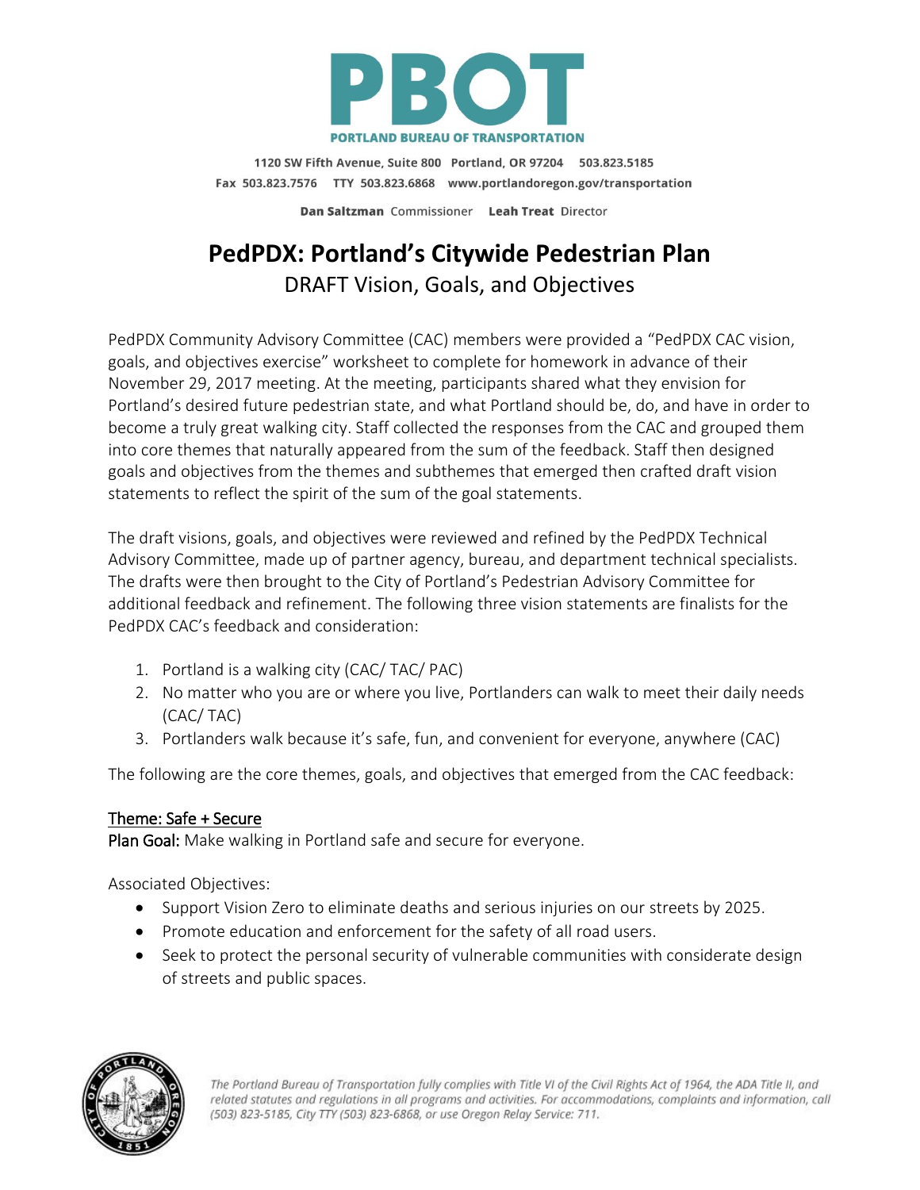**PBOT**

**PORTLAND BUREAU OF TRANSPORTATION**

1120 SW Fifth Avenue, Suite 800 Portland, OR 97204 503.823.5185
Fax 503.823.7576 TTY 503.823.6868 www.portlandoregon.gov/transportation

**Dan Saltzman** Commissioner **Leah Treat** Director

# PedPDX: Portland's Citywide Pedestrian Plan

## DRAFT Vision, Goals, and Objectives

PedPDX Community Advisory Committee (CAC) members were provided a "PedPDX CAC vision, goals, and objectives exercise" worksheet to complete for homework in advance of their November 29, 2017 meeting. At the meeting, participants shared what they envision for Portland's desired future pedestrian state, and what Portland should be, do, and have in order to become a truly great walking city. Staff collected the responses from the CAC and grouped them into core themes that naturally appeared from the sum of the feedback. Staff then designed goals and objectives from the themes and subthemes that emerged then crafted draft vision statements to reflect the spirit of the sum of the goal statements.

The draft visions, goals, and objectives were reviewed and refined by the PedPDX Technical Advisory Committee, made up of partner agency, bureau, and department technical specialists. The drafts were then brought to the City of Portland's Pedestrian Advisory Committee for additional feedback and refinement. The following three vision statements are finalists for the PedPDX CAC's feedback and consideration:

1. Portland is a walking city (CAC/ TAC/ PAC)
2. No matter who you are or where you live, Portlanders can walk to meet their daily needs (CAC/ TAC)
3. Portlanders walk because it's safe, fun, and convenient for everyone, anywhere (CAC)

The following are the core themes, goals, and objectives that emerged from the CAC feedback:

**Theme: Safe + Secure**
**Plan Goal:** Make walking in Portland safe and secure for everyone.

Associated Objectives:

- Support Vision Zero to eliminate deaths and serious injuries on our streets by 2025.
- Promote education and enforcement for the safety of all road users.
- Seek to protect the personal security of vulnerable communities with considerate design of streets and public spaces.

*The Portland Bureau of Transportation fully complies with Title VI of the Civil Rights Act of 1964, the ADA Title II, and related statutes and regulations in all programs and activities. For accommodations, complaints and information, call (503) 823-5185, City TTY (503) 823-6868, or use Oregon Relay Service: 711.*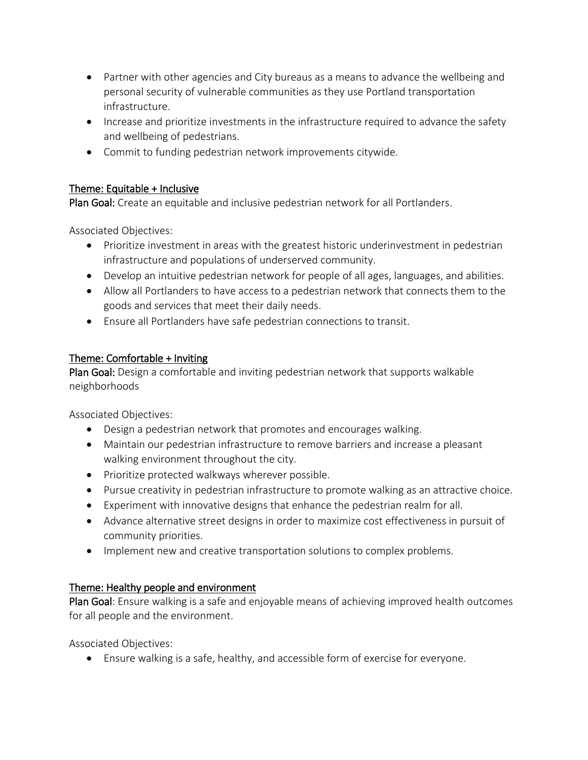- Partner with other agencies and City bureaus as a means to advance the wellbeing and personal security of vulnerable communities as they use Portland transportation infrastructure.
- Increase and prioritize investments in the infrastructure required to advance the safety and wellbeing of pedestrians.
- Commit to funding pedestrian network improvements citywide.

<u>Theme: Equitable + Inclusive</u>

**Plan Goal:** Create an equitable and inclusive pedestrian network for all Portlanders.

Associated Objectives:

- Prioritize investment in areas with the greatest historic underinvestment in pedestrian infrastructure and populations of underserved community.
- Develop an intuitive pedestrian network for people of all ages, languages, and abilities.
- Allow all Portlanders to have access to a pedestrian network that connects them to the goods and services that meet their daily needs.
- Ensure all Portlanders have safe pedestrian connections to transit.

<u>Theme: Comfortable + Inviting</u>

**Plan Goal:** Design a comfortable and inviting pedestrian network that supports walkable neighborhoods

Associated Objectives:

- Design a pedestrian network that promotes and encourages walking.
- Maintain our pedestrian infrastructure to remove barriers and increase a pleasant walking environment throughout the city.
- Prioritize protected walkways wherever possible.
- Pursue creativity in pedestrian infrastructure to promote walking as an attractive choice.
- Experiment with innovative designs that enhance the pedestrian realm for all.
- Advance alternative street designs in order to maximize cost effectiveness in pursuit of community priorities.
- Implement new and creative transportation solutions to complex problems.

<u>Theme: Healthy people and environment</u>

**Plan Goal**: Ensure walking is a safe and enjoyable means of achieving improved health outcomes for all people and the environment.

Associated Objectives:

- Ensure walking is a safe, healthy, and accessible form of exercise for everyone.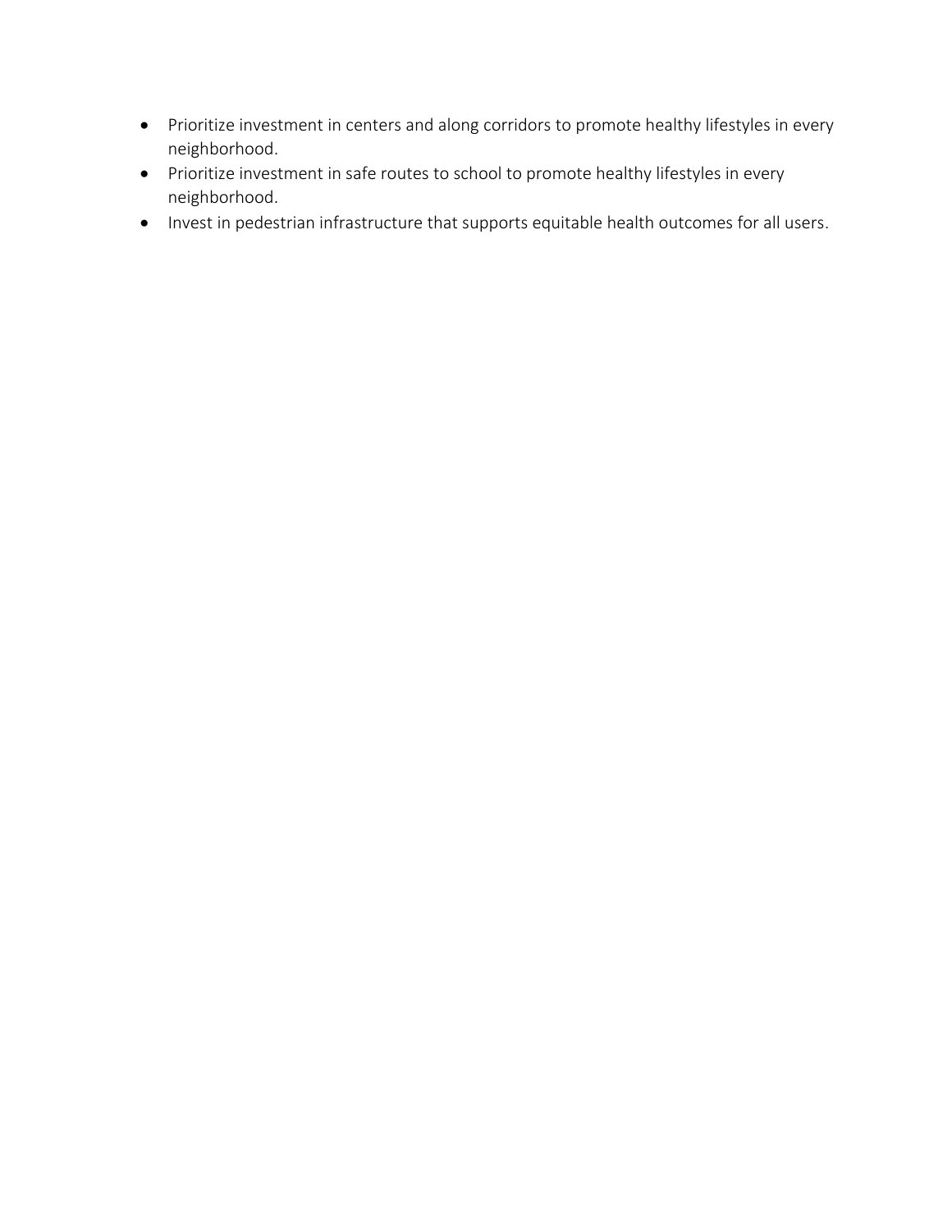- Prioritize investment in centers and along corridors to promote healthy lifestyles in every neighborhood.
- Prioritize investment in safe routes to school to promote healthy lifestyles in every neighborhood.
- Invest in pedestrian infrastructure that supports equitable health outcomes for all users.